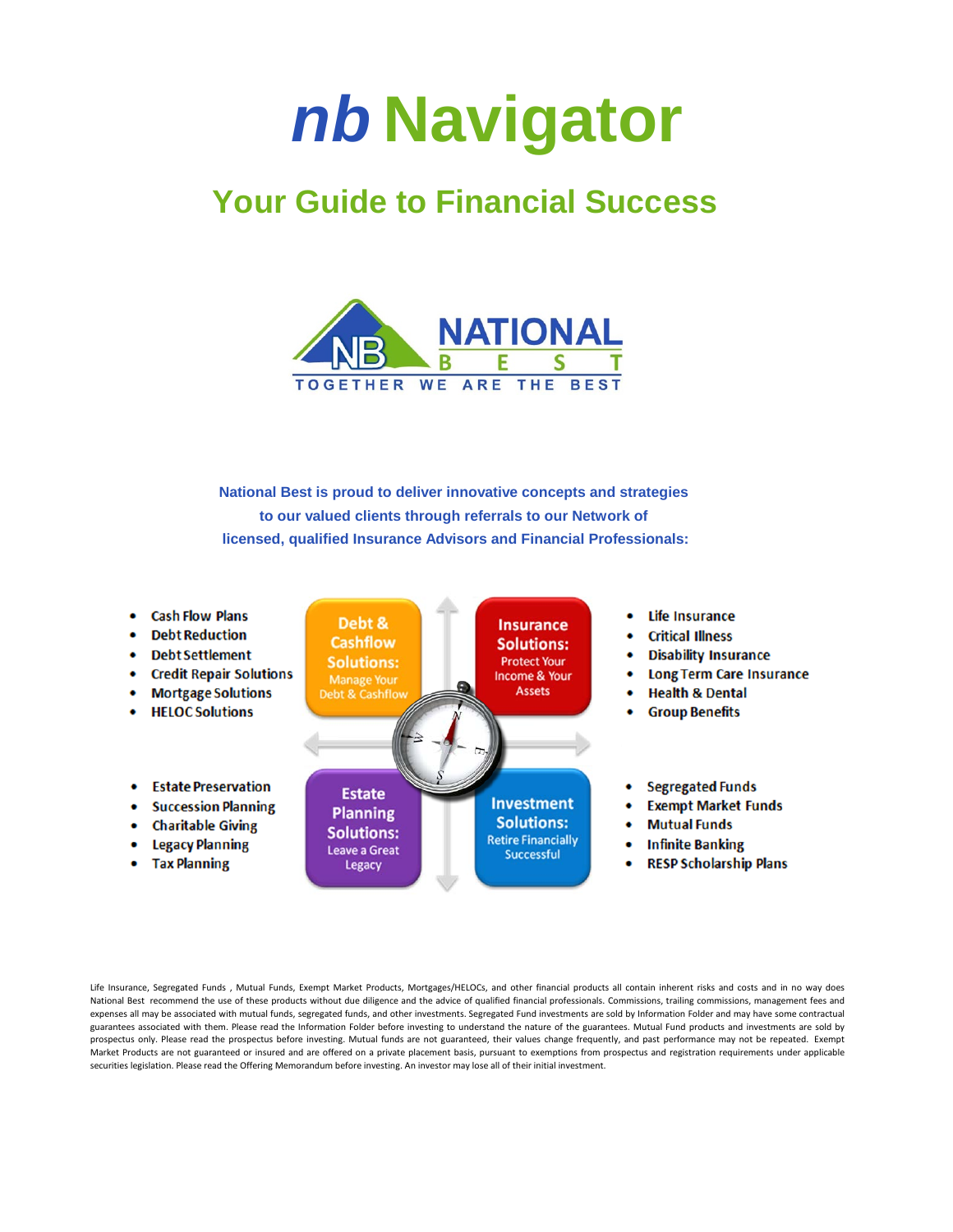# *nb* Navigator

## Your Guide to Financial Success

NATIONAL BEST

TOGETHER WE ARE THE BEST

**National Best is proud to deliver innovative concepts and strategies to our valued clients through referrals to our Network of licensed, qualified Insurance Advisors and Financial Professionals:**

**Debt & Cashflow Solutions:** Manage Your Debt & Cashflow

- Cash Flow Plans
- Debt Reduction
- Debt Settlement
- Credit Repair Solutions
- Mortgage Solutions
- HELOC Solutions

**Insurance Solutions:** Protect Your Income & Your Assets

- Life Insurance
- Critical Illness
- Disability Insurance
- Long Term Care Insurance
- Health & Dental
- Group Benefits

**Estate Planning Solutions:** Leave a Great Legacy

- Estate Preservation
- Succession Planning
- Charitable Giving
- Legacy Planning
- Tax Planning

**Investment Solutions:** Retire Financially Successful

- Segregated Funds
- Exempt Market Funds
- Mutual Funds
- Infinite Banking
- RESP Scholarship Plans

Life Insurance, Segregated Funds , Mutual Funds, Exempt Market Products, Mortgages/HELOCs, and other financial products all contain inherent risks and costs and in no way does National Best recommend the use of these products without due diligence and the advice of qualified financial professionals. Commissions, trailing commissions, management fees and expenses all may be associated with mutual funds, segregated funds, and other investments. Segregated Fund investments are sold by Information Folder and may have some contractual guarantees associated with them. Please read the Information Folder before investing to understand the nature of the guarantees. Mutual Fund products and investments are sold by prospectus only. Please read the prospectus before investing. Mutual funds are not guaranteed, their values change frequently, and past performance may not be repeated. Exempt Market Products are not guaranteed or insured and are offered on a private placement basis, pursuant to exemptions from prospectus and registration requirements under applicable securities legislation. Please read the Offering Memorandum before investing. An investor may lose all of their initial investment.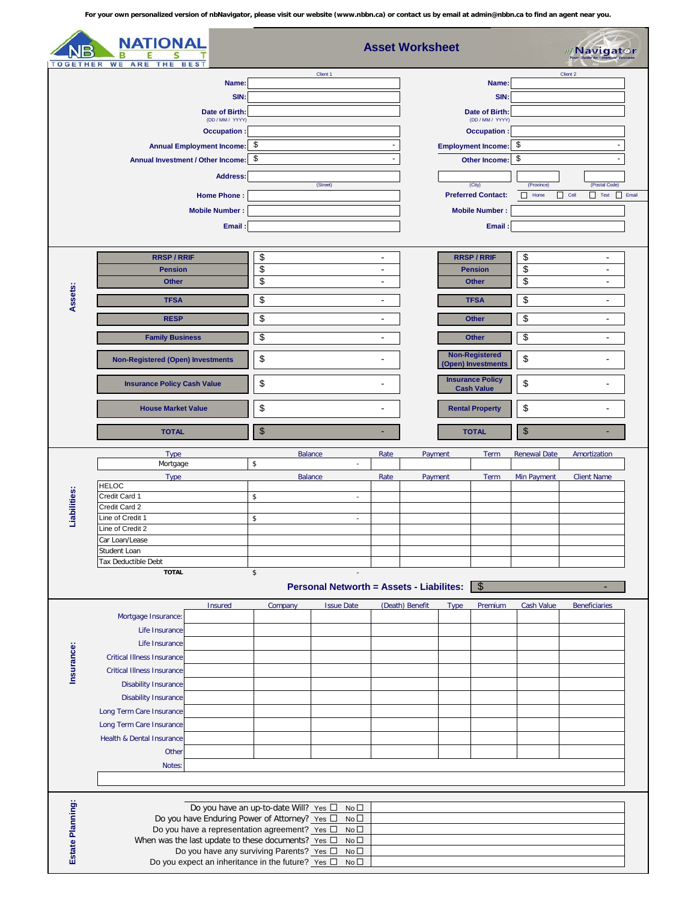For your own personalized version of nbNavigator, please visit our website (www.nbbn.ca) or contact us by email at admin@nbbn.ca to find an agent near you.

NATIONAL BEST — TOGETHER WE ARE THE BEST

# Asset Worksheet

nbNavigator — Your Guide to Financial Success

| Client 1 | | Client 2 | |
|---|---|---|---|
| Name: | | Name: | |
| SIN: | | SIN: | |
| Date of Birth: (DD / MM / YYYY) | | Date of Birth: (DD / MM / YYYY) | |
| Occupation : | | Occupation : | |
| Annual Employment Income: | $ - | Employment Income: | $ - |
| Annual Investment / Other Income: | $ - | Other Income: | $ - |
| Address: | (Street) | (City) (Province) (Postal Code) | |
| Home Phone : | | Preferred Contact: | ☐ Home ☐ Cell ☐ Text ☐ Email |
| Mobile Number : | | Mobile Number : | |
| Email : | | Email : | |

## Assets:

| Client 1 | | Client 2 | |
|---|---|---|---|
| RRSP / RRIF | $ - | RRSP / RRIF | $ - |
| Pension | $ - | Pension | $ - |
| Other | $ - | Other | $ - |
| TFSA | $ - | TFSA | $ - |
| RESP | $ - | Other | $ - |
| Family Business | $ - | Other | $ - |
| Non-Registered (Open) Investments | $ - | Non-Registered (Open) Investments | $ - |
| Insurance Policy Cash Value | $ - | Insurance Policy Cash Value | $ - |
| House Market Value | $ - | Rental Property | $ - |
| TOTAL | $ - | TOTAL | $ - |

## Liabilities:

| Type | Balance | Rate | Payment | Term | Renewal Date | Amortization |
|---|---|---|---|---|---|---|
| Mortgage | $ - | | | | | |

| Type | Balance | Rate | Payment | Term | Min Payment | Client Name |
|---|---|---|---|---|---|---|
| HELOC | | | | | | |
| Credit Card 1 | $ - | | | | | |
| Credit Card 2 | | | | | | |
| Line of Credit 1 | $ - | | | | | |
| Line of Credit 2 | | | | | | |
| Car Loan/Lease | | | | | | |
| Student Loan | | | | | | |
| Tax Deductible Debt | | | | | | |
| TOTAL | $ - | | | | | |

**Personal Networth = Assets - Liabilites:** $ -

## Insurance:

| | Insured | Company | Issue Date | (Death) Benefit | Type | Premium | Cash Value | Beneficiaries |
|---|---|---|---|---|---|---|---|---|
| Mortgage Insurance: | | | | | | | | |
| Life Insurance | | | | | | | | |
| Life Insurance | | | | | | | | |
| Critical Illness Insurance | | | | | | | | |
| Critical Illness Insurance | | | | | | | | |
| Disability Insurance | | | | | | | | |
| Disability Insurance | | | | | | | | |
| Long Term Care Insurance | | | | | | | | |
| Long Term Care Insurance | | | | | | | | |
| Health & Dental Insurance | | | | | | | | |
| Other | | | | | | | | |
| Notes: | | | | | | | | |

## Estate Planning:

| Question | Answer | |
|---|---|---|
| Do you have an up-to-date Will? | Yes ☐ No ☐ | |
| Do you have Enduring Power of Attorney? | Yes ☐ No ☐ | |
| Do you have a representation agreement? | Yes ☐ No ☐ | |
| When was the last update to these documents? | Yes ☐ No ☐ | |
| Do you have any surviving Parents? | Yes ☐ No ☐ | |
| Do you expect an inheritance in the future? | Yes ☐ No ☐ | |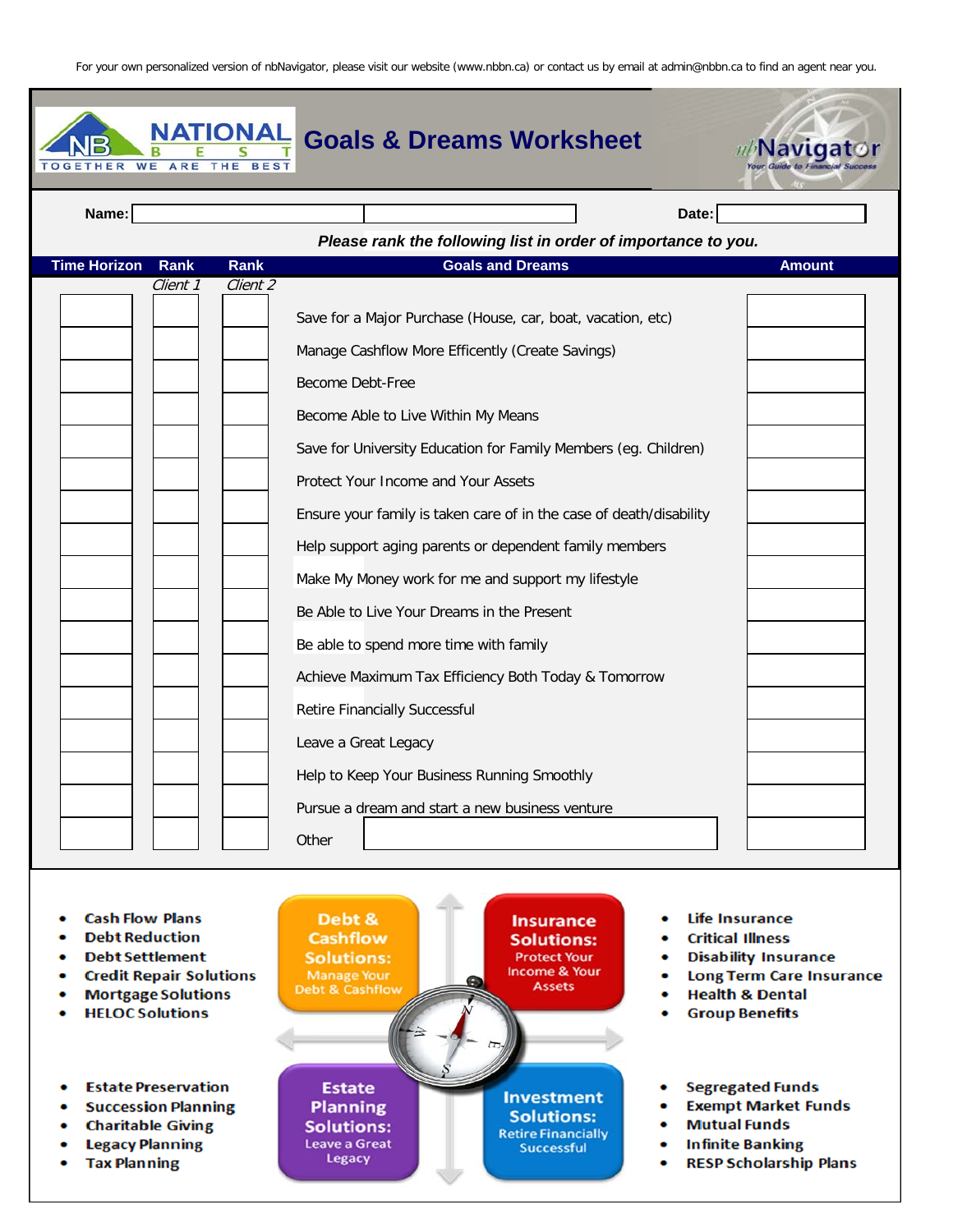For your own personalized version of nbNavigator, please visit our website (www.nbbn.ca) or contact us by email at admin@nbbn.ca to find an agent near you.

NB NATIONAL BEST — TOGETHER WE ARE THE BEST

# Goals & Dreams Worksheet

nbNavigator — Your Guide to Financial Success

**Name:** ______________________ **Date:** __________

***Please rank the following list in order of importance to you.***

| Time Horizon | Rank *Client 1* | Rank *Client 2* | Goals and Dreams | Amount |
|---|---|---|---|---|
| | | | Save for a Major Purchase (House, car, boat, vacation, etc) | |
| | | | Manage Cashflow More Efficently (Create Savings) | |
| | | | Become Debt-Free | |
| | | | Become Able to Live Within My Means | |
| | | | Save for University Education for Family Members (eg. Children) | |
| | | | Protect Your Income and Your Assets | |
| | | | Ensure your family is taken care of in the case of death/disability | |
| | | | Help support aging parents or dependent family members | |
| | | | Make My Money work for me and support my lifestyle | |
| | | | Be Able to Live Your Dreams in the Present | |
| | | | Be able to spend more time with family | |
| | | | Achieve Maximum Tax Efficiency Both Today & Tomorrow | |
| | | | Retire Financially Successful | |
| | | | Leave a Great Legacy | |
| | | | Help to Keep Your Business Running Smoothly | |
| | | | Pursue a dream and start a new business venture | |
| | | | Other | |

**Debt & Cashflow Solutions:** Manage Your Debt & Cashflow

- Cash Flow Plans
- Debt Reduction
- Debt Settlement
- Credit Repair Solutions
- Mortgage Solutions
- HELOC Solutions

**Insurance Solutions:** Protect Your Income & Your Assets

- Life Insurance
- Critical Illness
- Disability Insurance
- Long Term Care Insurance
- Health & Dental
- Group Benefits

**Estate Planning Solutions:** Leave a Great Legacy

- Estate Preservation
- Succession Planning
- Charitable Giving
- Legacy Planning
- Tax Planning

**Investment Solutions:** Retire Financially Successful

- Segregated Funds
- Exempt Market Funds
- Mutual Funds
- Infinite Banking
- RESP Scholarship Plans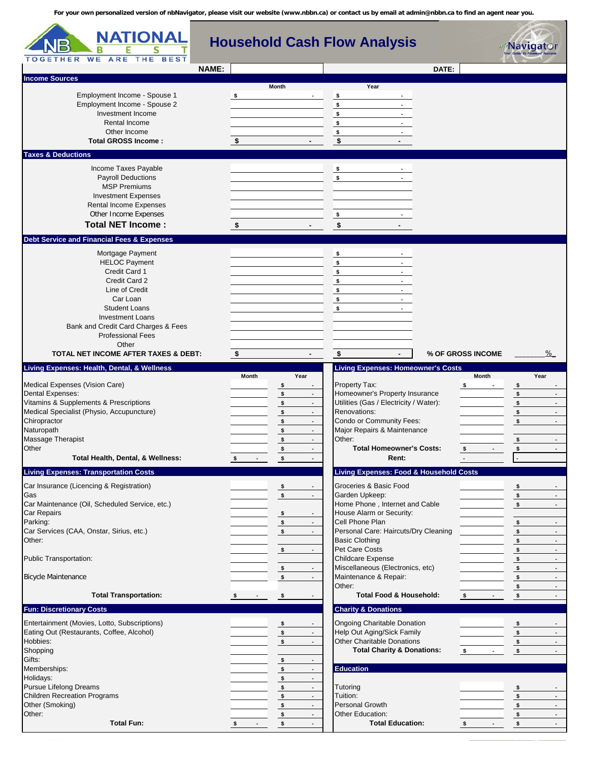For your own personalized version of nbNavigator, please visit our website (www.nbbn.ca) or contact us by email at admin@nbbn.ca to find an agent near you.

NATIONAL BEST — TOGETHER WE ARE THE BEST

# Household Cash Flow Analysis

nbNavigator — Your Guide to Financial Success

**NAME:** | **DATE:**

## Income Sources

| | Month | Year |
|---|---|---|
| Employment Income - Spouse 1 | $ - | $ - |
| Employment Income - Spouse 2 | | $ - |
| Investment Income | | $ - |
| Rental Income | | $ - |
| Other Income | | $ - |
| **Total GROSS Income :** | **$ -** | **$ -** |

## Taxes & Deductions

| | Month | Year |
|---|---|---|
| Income Taxes Payable | | $ - |
| Payroll Deductions | | $ - |
| MSP Premiums | | |
| Investment Expenses | | |
| Rental Income Expenses | | |
| Other Income Expenses | | $ - |
| **Total NET Income :** | **$ -** | **$ -** |

## Debt Service and Financial Fees & Expenses

| | Month | Year |
|---|---|---|
| Mortgage Payment | | $ - |
| HELOC Payment | | $ - |
| Credit Card 1 | | $ - |
| Credit Card 2 | | $ - |
| Line of Credit | | $ - |
| Car Loan | | $ - |
| Student Loans | | $ - |
| Investment Loans | | |
| Bank and Credit Card Charges & Fees | | |
| Professional Fees | | |
| Other | | |
| **TOTAL NET INCOME AFTER TAXES & DEBT:** | **$ -** | **$ -** |

**% OF GROSS INCOME** ______%

## Living Expenses: Health, Dental, & Wellness

| | Month | Year |
|---|---|---|
| Medical Expenses (Vision Care) | | $ - |
| Dental Expenses: | | $ - |
| Vitamins & Supplements & Prescriptions | | $ - |
| Medical Specialist (Physio, Accupuncture) | | $ - |
| Chiropractor | | $ - |
| Naturopath | | $ - |
| Massage Therapist | | $ - |
| Other | | $ - |
| **Total Health, Dental, & Wellness:** | $ - | $ - |

## Living Expenses: Homeowner's Costs

| | Month | Year |
|---|---|---|
| Property Tax: | $ - | $ - |
| Homeowner's Property Insurance | | $ - |
| Utilities (Gas / Electricity / Water): | | $ - |
| Renovations: | | $ - |
| Condo or Community Fees: | | $ - |
| Major Repairs & Maintenance | | |
| Other: | | $ - |
| **Total Homeowner's Costs:** | $ - | $ - |
| **Rent:** | - | - |

## Living Expenses: Transportation Costs

| | Month | Year |
|---|---|---|
| Car Insurance (Licencing & Registration) | | $ - |
| Gas | | $ - |
| Car Maintenance (Oil, Scheduled Service, etc.) | | |
| Car Repairs | | $ - |
| Parking: | | $ - |
| Car Services (CAA, Onstar, Sirius, etc.) | | $ - |
| Other: | | |
| | | $ - |
| Public Transportation: | | |
| | | $ - |
| Bicycle Maintenance | | $ - |
| **Total Transportation:** | $ - | $ - |

## Living Expenses: Food & Household Costs

| | Month | Year |
|---|---|---|
| Groceries & Basic Food | | $ - |
| Garden Upkeep: | | $ - |
| Home Phone , Internet and Cable | | $ - |
| House Alarm or Security: | | |
| Cell Phone Plan | | $ - |
| Personal Care: Haircuts/Dry Cleaning | | $ - |
| Basic Clothing | | $ - |
| Pet Care Costs | | $ - |
| Childcare Expense | | $ - |
| Miscellaneous (Electronics, etc) | | $ - |
| Maintenance & Repair: | | $ - |
| Other: | | $ - |
| **Total Food & Household:** | $ - | $ - |

## Fun: Discretionary Costs

| | Month | Year |
|---|---|---|
| Entertainment (Movies, Lotto, Subscriptions) | | $ - |
| Eating Out (Restaurants, Coffee, Alcohol) | | $ - |
| Hobbies: | | $ - |
| Shopping | | |
| Gifts: | | $ - |
| Memberships: | | $ - |
| Holidays: | | $ - |
| Pursue Lifelong Dreams | | $ - |
| Children Recreation Programs | | $ - |
| Other (Smoking) | | $ - |
| Other: | | $ - |
| **Total Fun:** | $ - | $ - |

## Charity & Donations

| | Month | Year |
|---|---|---|
| Ongoing Charitable Donation | | $ - |
| Help Out Aging/Sick Family | | $ - |
| Other Charitable Donations | | $ - |
| **Total Charity & Donations:** | $ - | $ - |

## Education

| | Month | Year |
|---|---|---|
| Tutoring | | $ - |
| Tuition: | | $ - |
| Personal Growth | | $ - |
| Other Education: | | $ - |
| **Total Education:** | $ - | $ - |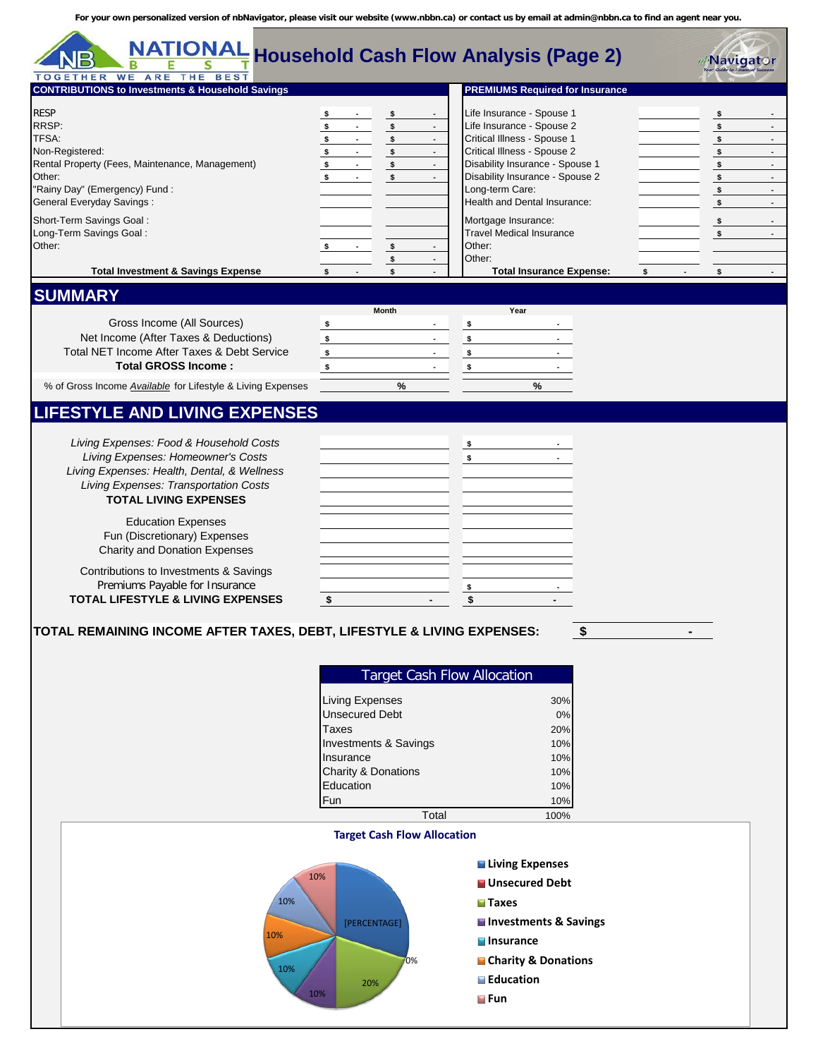For your own personalized version of nbNavigator, please visit our website (www.nbbn.ca) or contact us by email at admin@nbbn.ca to find an agent near you.

# Household Cash Flow Analysis (Page 2)

## CONTRIBUTIONS to Investments & Household Savings

| | | |
|---|---|---|
| RESP | $ - | $ - |
| RRSP: | $ - | $ - |
| TFSA: | $ - | $ - |
| Non-Registered: | $ - | $ - |
| Rental Property (Fees, Maintenance, Management) | $ - | $ - |
| Other: | $ - | $ - |
| "Rainy Day" (Emergency) Fund : | | |
| General Everyday Savings : | | |
| Short-Term Savings Goal : | | |
| Long-Term Savings Goal : | | |
| Other: | $ - | $ - |
| | | $ - |
| **Total Investment & Savings Expense** | $ - | $ - |

## PREMIUMS Required for Insurance

| | | |
|---|---|---|
| Life Insurance - Spouse 1 | | $ - |
| Life Insurance - Spouse 2 | | $ - |
| Critical Illness - Spouse 1 | | $ - |
| Critical Illness - Spouse 2 | | $ - |
| Disability Insurance - Spouse 1 | | $ - |
| Disability Insurance - Spouse 2 | | $ - |
| Long-term Care: | | $ - |
| Health and Dental Insurance: | | $ - |
| Mortgage Insurance: | | $ - |
| Travel Medical Insurance | | $ - |
| Other: | | |
| Other: | | |
| **Total Insurance Expense:** | $ - | $ - |

## SUMMARY

| | Month | Year |
|---|---|---|
| Gross Income (All Sources) | $ - | $ - |
| Net Income (After Taxes & Deductions) | $ - | $ - |
| Total NET Income After Taxes & Debt Service | $ - | $ - |
| **Total GROSS Income :** | $ - | $ - |
| % of Gross Income *Available* for Lifestyle & Living Expenses | % | % |

## LIFESTYLE AND LIVING EXPENSES

| | | |
|---|---|---|
| *Living Expenses: Food & Household Costs* | | $ - |
| *Living Expenses: Homeowner's Costs* | | $ - |
| *Living Expenses: Health, Dental, & Wellness* | | |
| *Living Expenses: Transportation Costs* | | |
| **TOTAL LIVING EXPENSES** | | |
| Education Expenses | | |
| Fun (Discretionary) Expenses | | |
| Charity and Donation Expenses | | |
| Contributions to Investments & Savings | | |
| Premiums Payable for Insurance | | $ - |
| **TOTAL LIFESTYLE & LIVING EXPENSES** | $ - | $ - |

**TOTAL REMAINING INCOME AFTER TAXES, DEBT, LIFESTYLE & LIVING EXPENSES:** $ -

| Target Cash Flow Allocation | |
|---|---|
| Living Expenses | 30% |
| Unsecured Debt | 0% |
| Taxes | 20% |
| Investments & Savings | 10% |
| Insurance | 10% |
| Charity & Donations | 10% |
| Education | 10% |
| Fun | 10% |
| Total | 100% |

**Target Cash Flow Allocation**

- Living Expenses — [PERCENTAGE]
- Unsecured Debt — 0%
- Taxes — 20%
- Investments & Savings — 10%
- Insurance — 10%
- Charity & Donations — 10%
- Education — 10%
- Fun — 10%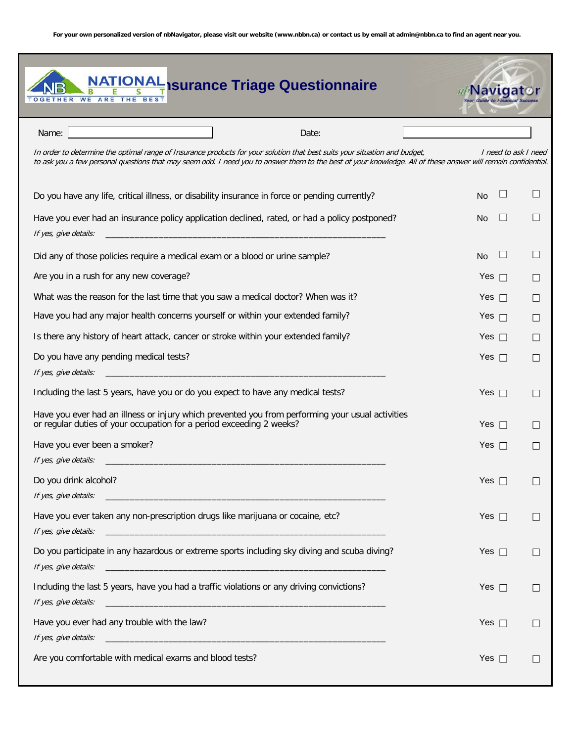For your own personalized version of nbNavigator, please visit our website (www.nbbn.ca) or contact us by email at admin@nbbn.ca to find an agent near you.

# NATIONAL BEST Insurance Triage Questionnaire

TOGETHER WE ARE THE BEST

nbNavigator
Your Guide to Financial Success

Name: ____________________ Date: ____________________

*In order to determine the optimal range of Insurance products for your solution that best suits your situation and budget, I need to ask I need to ask you a few personal questions that may seem odd. I need you to answer them to the best of your knowledge. All of these answer will remain confidential.*

| | | |
|---|---|---|
| Do you have any life, critical illness, or disability insurance in force or pending currently? | No ☐ | ☐ |
| Have you ever had an insurance policy application declined, rated, or had a policy postponed? *If yes, give details:* ______________________ | No ☐ | ☐ |
| Did any of those policies require a medical exam or a blood or urine sample? | No ☐ | ☐ |
| Are you in a rush for any new coverage? | Yes ☐ | ☐ |
| What was the reason for the last time that you saw a medical doctor? When was it? | Yes ☐ | ☐ |
| Have you had any major health concerns yourself or within your extended family? | Yes ☐ | ☐ |
| Is there any history of heart attack, cancer or stroke within your extended family? | Yes ☐ | ☐ |
| Do you have any pending medical tests? *If yes, give details:* ______________________ | Yes ☐ | ☐ |
| Including the last 5 years, have you or do you expect to have any medical tests? | Yes ☐ | ☐ |
| Have you ever had an illness or injury which prevented you from performing your usual activities or regular duties of your occupation for a period exceeding 2 weeks? | Yes ☐ | ☐ |
| Have you ever been a smoker? *If yes, give details:* ______________________ | Yes ☐ | ☐ |
| Do you drink alcohol? *If yes, give details:* ______________________ | Yes ☐ | ☐ |
| Have you ever taken any non-prescription drugs like marijuana or cocaine, etc? *If yes, give details:* ______________________ | Yes ☐ | ☐ |
| Do you participate in any hazardous or extreme sports including sky diving and scuba diving? *If yes, give details:* ______________________ | Yes ☐ | ☐ |
| Including the last 5 years, have you had a traffic violations or any driving convictions? *If yes, give details:* ______________________ | Yes ☐ | ☐ |
| Have you ever had any trouble with the law? *If yes, give details:* ______________________ | Yes ☐ | ☐ |
| Are you comfortable with medical exams and blood tests? | Yes ☐ | ☐ |